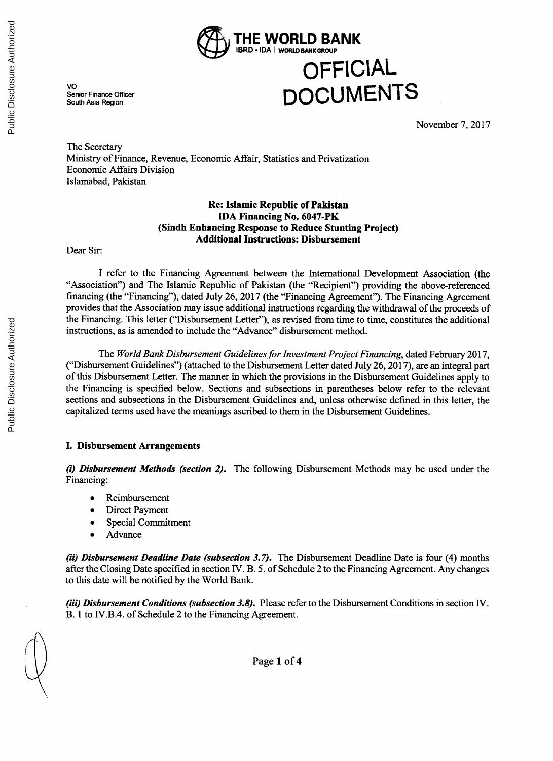**THE WORLD BANK**
IBRD • IDA | WORLD BANK GROUP

# OFFICIAL DOCUMENTS

VO
Senior Finance Officer
South Asia Region

November 7, 2017

The Secretary
Ministry of Finance, Revenue, Economic Affair, Statistics and Privatization
Economic Affairs Division
Islamabad, Pakistan

**Re: Islamic Republic of Pakistan**
**IDA Financing No. 6047-PK**
**(Sindh Enhancing Response to Reduce Stunting Project)**
**Additional Instructions: Disbursement**

Dear Sir:

I refer to the Financing Agreement between the International Development Association (the "Association") and The Islamic Republic of Pakistan (the "Recipient") providing the above-referenced financing (the "Financing"), dated July 26, 2017 (the "Financing Agreement"). The Financing Agreement provides that the Association may issue additional instructions regarding the withdrawal of the proceeds of the Financing. This letter ("Disbursement Letter"), as revised from time to time, constitutes the additional instructions, as is amended to include the "Advance" disbursement method.

The *World Bank Disbursement Guidelines for Investment Project Financing*, dated February 2017, ("Disbursement Guidelines") (attached to the Disbursement Letter dated July 26, 2017), are an integral part of this Disbursement Letter. The manner in which the provisions in the Disbursement Guidelines apply to the Financing is specified below. Sections and subsections in parentheses below refer to the relevant sections and subsections in the Disbursement Guidelines and, unless otherwise defined in this letter, the capitalized terms used have the meanings ascribed to them in the Disbursement Guidelines.

## I. Disbursement Arrangements

***(i) Disbursement Methods (section 2).*** The following Disbursement Methods may be used under the Financing:

- Reimbursement
- Direct Payment
- Special Commitment
- Advance

***(ii) Disbursement Deadline Date (subsection 3.7).*** The Disbursement Deadline Date is four (4) months after the Closing Date specified in section IV. B. 5. of Schedule 2 to the Financing Agreement. Any changes to this date will be notified by the World Bank.

***(iii) Disbursement Conditions (subsection 3.8).*** Please refer to the Disbursement Conditions in section IV. B. 1 to IV.B.4. of Schedule 2 to the Financing Agreement.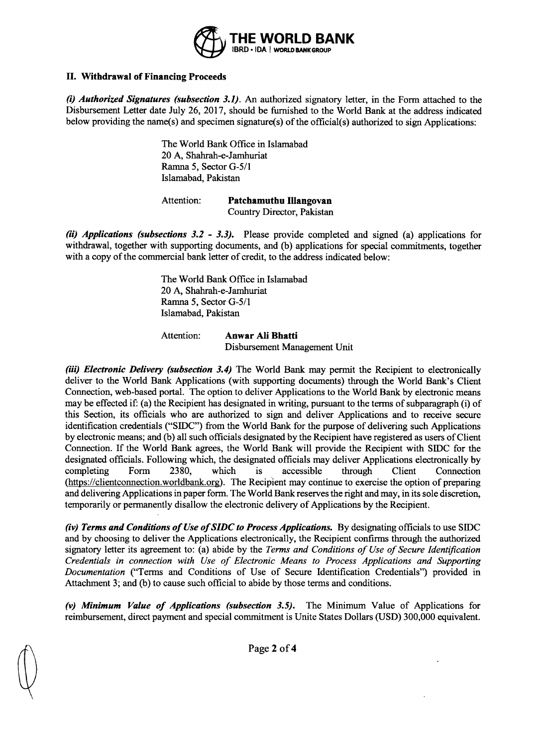## II. Withdrawal of Financing Proceeds

***(i) Authorized Signatures (subsection 3.1).*** An authorized signatory letter, in the Form attached to the Disbursement Letter date July 26, 2017, should be furnished to the World Bank at the address indicated below providing the name(s) and specimen signature(s) of the official(s) authorized to sign Applications:

> The World Bank Office in Islamabad
> 20 A, Shahrah-e-Jamhuriat
> Ramna 5, Sector G-5/1
> Islamabad, Pakistan
>
> Attention: **Patchamuthu Illangovan**
> Country Director, Pakistan

***(ii) Applications (subsections 3.2 - 3.3).*** Please provide completed and signed (a) applications for withdrawal, together with supporting documents, and (b) applications for special commitments, together with a copy of the commercial bank letter of credit, to the address indicated below:

> The World Bank Office in Islamabad
> 20 A, Shahrah-e-Jamhuriat
> Ramna 5, Sector G-5/1
> Islamabad, Pakistan
>
> Attention: **Anwar Ali Bhatti**
> Disbursement Management Unit

***(iii) Electronic Delivery (subsection 3.4)*** The World Bank may permit the Recipient to electronically deliver to the World Bank Applications (with supporting documents) through the World Bank's Client Connection, web-based portal. The option to deliver Applications to the World Bank by electronic means may be effected if: (a) the Recipient has designated in writing, pursuant to the terms of subparagraph (i) of this Section, its officials who are authorized to sign and deliver Applications and to receive secure identification credentials ("SIDC") from the World Bank for the purpose of delivering such Applications by electronic means; and (b) all such officials designated by the Recipient have registered as users of Client Connection. If the World Bank agrees, the World Bank will provide the Recipient with SIDC for the designated officials. Following which, the designated officials may deliver Applications electronically by completing Form 2380, which is accessible through Client Connection (https://clientconnection.worldbank.org). The Recipient may continue to exercise the option of preparing and delivering Applications in paper form. The World Bank reserves the right and may, in its sole discretion, temporarily or permanently disallow the electronic delivery of Applications by the Recipient.

***(iv) Terms and Conditions of Use of SIDC to Process Applications.*** By designating officials to use SIDC and by choosing to deliver the Applications electronically, the Recipient confirms through the authorized signatory letter its agreement to: (a) abide by the *Terms and Conditions of Use of Secure Identification Credentials in connection with Use of Electronic Means to Process Applications and Supporting Documentation* ("Terms and Conditions of Use of Secure Identification Credentials") provided in Attachment 3; and (b) to cause such official to abide by those terms and conditions.

***(v) Minimum Value of Applications (subsection 3.5).*** The Minimum Value of Applications for reimbursement, direct payment and special commitment is Unite States Dollars (USD) 300,000 equivalent.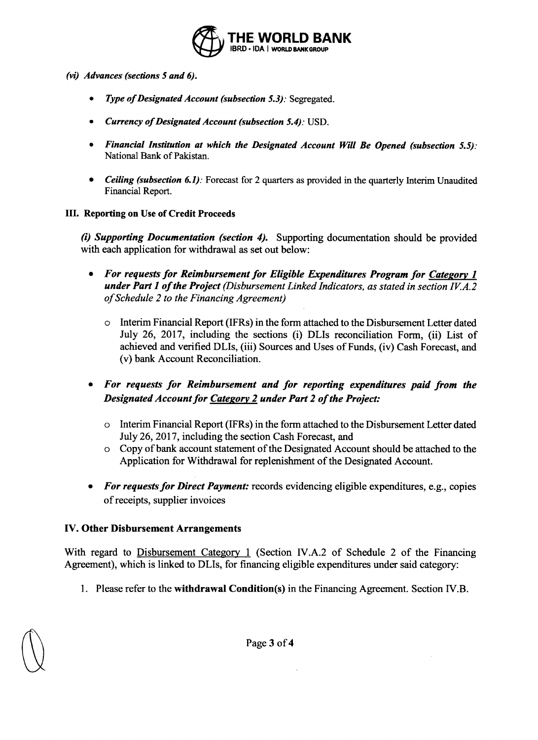*(vi) Advances (sections 5 and 6).*

- ***Type of Designated Account (subsection 5.3):*** Segregated.
- ***Currency of Designated Account (subsection 5.4):*** USD.
- ***Financial Institution at which the Designated Account Will Be Opened (subsection 5.5):*** National Bank of Pakistan.
- ***Ceiling (subsection 6.1):*** Forecast for 2 quarters as provided in the quarterly Interim Unaudited Financial Report.

## III. Reporting on Use of Credit Proceeds

***(i) Supporting Documentation (section 4).*** Supporting documentation should be provided with each application for withdrawal as set out below:

- ***For requests for Reimbursement for Eligible Expenditures Program for Category 1 under Part 1 of the Project** (Disbursement Linked Indicators, as stated in section IV.A.2 of Schedule 2 to the Financing Agreement)*
  - Interim Financial Report (IFRs) in the form attached to the Disbursement Letter dated July 26, 2017, including the sections (i) DLIs reconciliation Form, (ii) List of achieved and verified DLIs, (iii) Sources and Uses of Funds, (iv) Cash Forecast, and (v) bank Account Reconciliation.
- ***For requests for Reimbursement and for reporting expenditures paid from the Designated Account for Category 2 under Part 2 of the Project:***
  - Interim Financial Report (IFRs) in the form attached to the Disbursement Letter dated July 26, 2017, including the section Cash Forecast, and
  - Copy of bank account statement of the Designated Account should be attached to the Application for Withdrawal for replenishment of the Designated Account.
- ***For requests for Direct Payment:*** records evidencing eligible expenditures, e.g., copies of receipts, supplier invoices

## IV. Other Disbursement Arrangements

With regard to Disbursement Category 1 (Section IV.A.2 of Schedule 2 of the Financing Agreement), which is linked to DLIs, for financing eligible expenditures under said category:

1. Please refer to the **withdrawal Condition(s)** in the Financing Agreement. Section IV.B.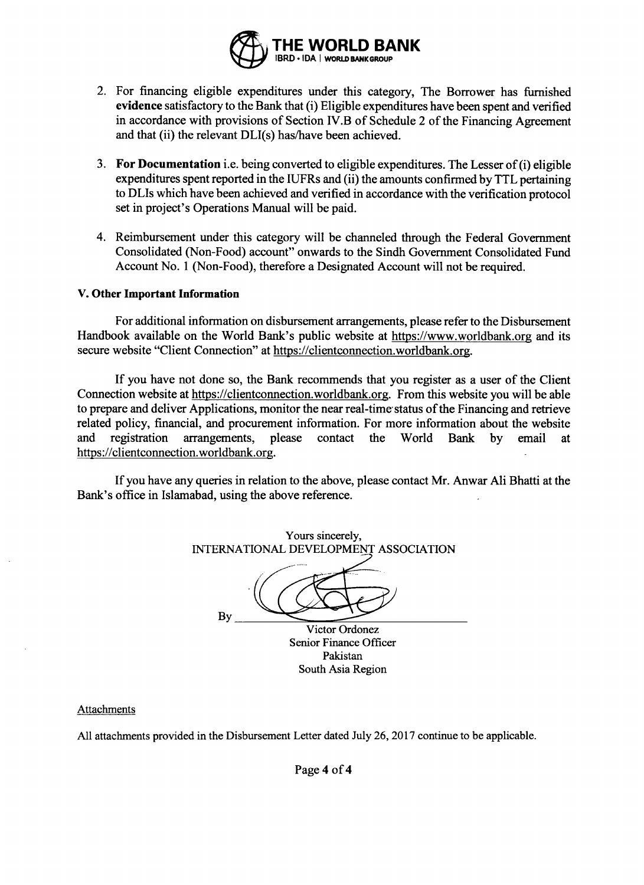2. For financing eligible expenditures under this category, The Borrower has furnished **evidence** satisfactory to the Bank that (i) Eligible expenditures have been spent and verified in accordance with provisions of Section IV.B of Schedule 2 of the Financing Agreement and that (ii) the relevant DLI(s) has/have been achieved.

3. **For Documentation** i.e. being converted to eligible expenditures. The Lesser of (i) eligible expenditures spent reported in the IUFRs and (ii) the amounts confirmed by TTL pertaining to DLIs which have been achieved and verified in accordance with the verification protocol set in project's Operations Manual will be paid.

4. Reimbursement under this category will be channeled through the Federal Government Consolidated (Non-Food) account" onwards to the Sindh Government Consolidated Fund Account No. 1 (Non-Food), therefore a Designated Account will not be required.

**V. Other Important Information**

For additional information on disbursement arrangements, please refer to the Disbursement Handbook available on the World Bank's public website at https://www.worldbank.org and its secure website "Client Connection" at https://clientconnection.worldbank.org.

If you have not done so, the Bank recommends that you register as a user of the Client Connection website at https://clientconnection.worldbank.org. From this website you will be able to prepare and deliver Applications, monitor the near real-time status of the Financing and retrieve related policy, financial, and procurement information. For more information about the website and registration arrangements, please contact the World Bank by email at https://clientconnection.worldbank.org.

If you have any queries in relation to the above, please contact Mr. Anwar Ali Bhatti at the Bank's office in Islamabad, using the above reference.

Yours sincerely,
INTERNATIONAL DEVELOPMENT ASSOCIATION

By ______________________

Victor Ordonez
Senior Finance Officer
Pakistan
South Asia Region

Attachments

All attachments provided in the Disbursement Letter dated July 26, 2017 continue to be applicable.